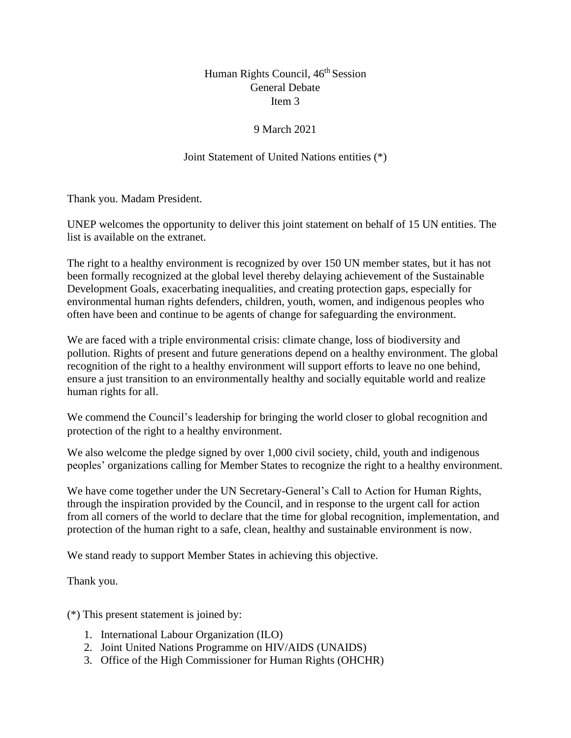Human Rights Council, 46th Session
General Debate
Item 3

9 March 2021

Joint Statement of United Nations entities (*)

Thank you. Madam President.

UNEP welcomes the opportunity to deliver this joint statement on behalf of 15 UN entities. The list is available on the extranet.

The right to a healthy environment is recognized by over 150 UN member states, but it has not been formally recognized at the global level thereby delaying achievement of the Sustainable Development Goals, exacerbating inequalities, and creating protection gaps, especially for environmental human rights defenders, children, youth, women, and indigenous peoples who often have been and continue to be agents of change for safeguarding the environment.

We are faced with a triple environmental crisis: climate change, loss of biodiversity and pollution. Rights of present and future generations depend on a healthy environment. The global recognition of the right to a healthy environment will support efforts to leave no one behind, ensure a just transition to an environmentally healthy and socially equitable world and realize human rights for all.

We commend the Council's leadership for bringing the world closer to global recognition and protection of the right to a healthy environment.

We also welcome the pledge signed by over 1,000 civil society, child, youth and indigenous peoples' organizations calling for Member States to recognize the right to a healthy environment.

We have come together under the UN Secretary-General's Call to Action for Human Rights, through the inspiration provided by the Council, and in response to the urgent call for action from all corners of the world to declare that the time for global recognition, implementation, and protection of the human right to a safe, clean, healthy and sustainable environment is now.

We stand ready to support Member States in achieving this objective.

Thank you.

(*) This present statement is joined by:

1. International Labour Organization (ILO)
2. Joint United Nations Programme on HIV/AIDS (UNAIDS)
3. Office of the High Commissioner for Human Rights (OHCHR)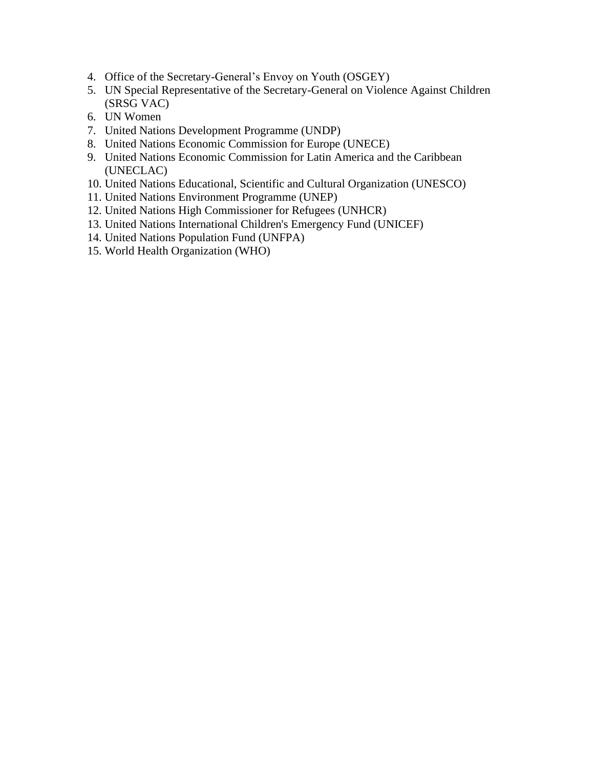4. Office of the Secretary-General’s Envoy on Youth (OSGEY)
5. UN Special Representative of the Secretary-General on Violence Against Children (SRSG VAC)
6. UN Women
7. United Nations Development Programme (UNDP)
8. United Nations Economic Commission for Europe (UNECE)
9. United Nations Economic Commission for Latin America and the Caribbean (UNECLAC)
10. United Nations Educational, Scientific and Cultural Organization (UNESCO)
11. United Nations Environment Programme (UNEP)
12. United Nations High Commissioner for Refugees (UNHCR)
13. United Nations International Children's Emergency Fund (UNICEF)
14. United Nations Population Fund (UNFPA)
15. World Health Organization (WHO)